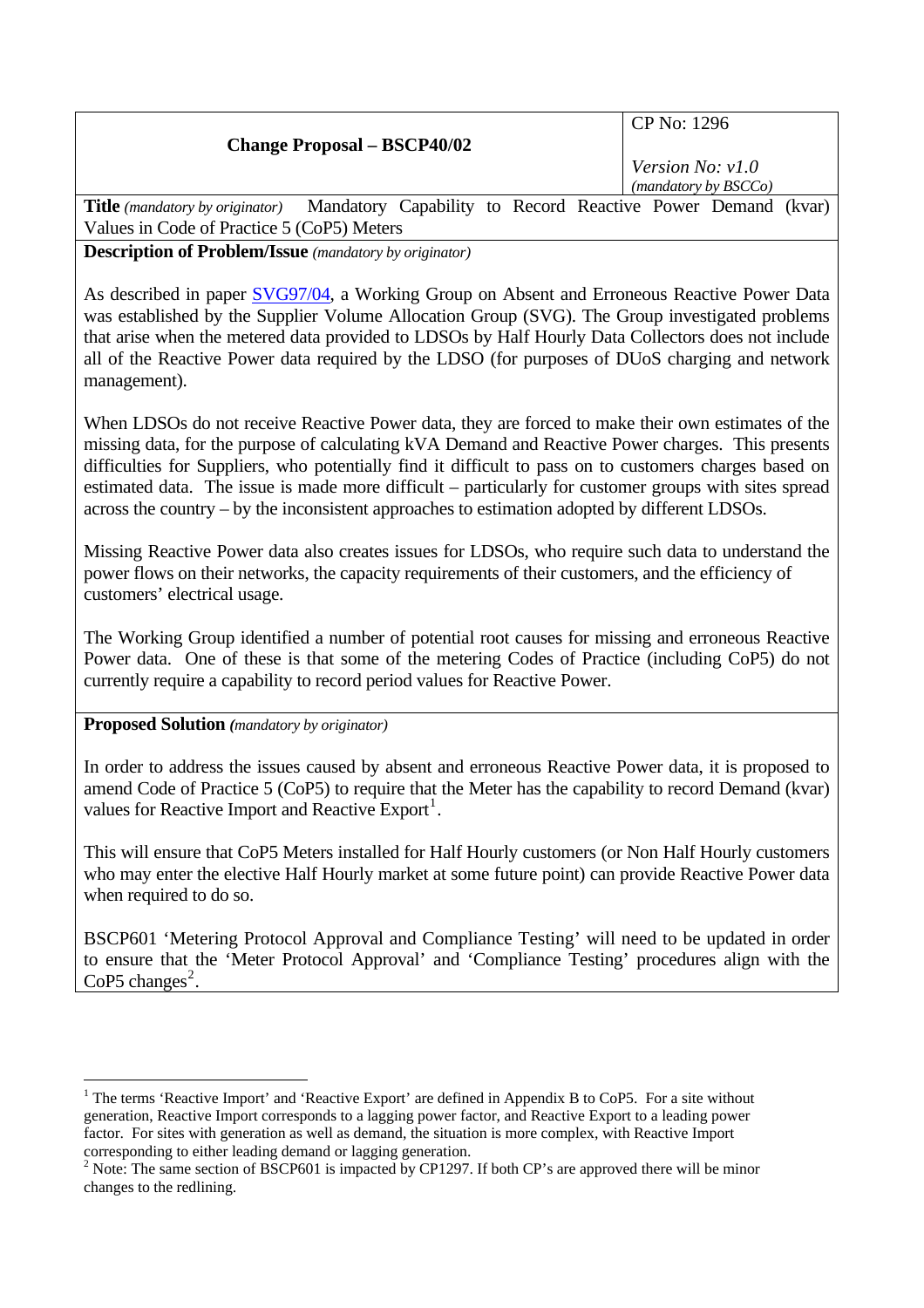| Change Proposal – BSCP40/02 | CP No: 1296<br><br>*Version No: v1.0*<br>*(mandatory by BSCCo)* |
|---|---|

**Title** *(mandatory by originator)* Mandatory Capability to Record Reactive Power Demand (kvar) Values in Code of Practice 5 (CoP5) Meters

**Description of Problem/Issue** *(mandatory by originator)*

As described in paper SVG97/04, a Working Group on Absent and Erroneous Reactive Power Data was established by the Supplier Volume Allocation Group (SVG). The Group investigated problems that arise when the metered data provided to LDSOs by Half Hourly Data Collectors does not include all of the Reactive Power data required by the LDSO (for purposes of DUoS charging and network management).

When LDSOs do not receive Reactive Power data, they are forced to make their own estimates of the missing data, for the purpose of calculating kVA Demand and Reactive Power charges. This presents difficulties for Suppliers, who potentially find it difficult to pass on to customers charges based on estimated data. The issue is made more difficult – particularly for customer groups with sites spread across the country – by the inconsistent approaches to estimation adopted by different LDSOs.

Missing Reactive Power data also creates issues for LDSOs, who require such data to understand the power flows on their networks, the capacity requirements of their customers, and the efficiency of customers' electrical usage.

The Working Group identified a number of potential root causes for missing and erroneous Reactive Power data. One of these is that some of the metering Codes of Practice (including CoP5) do not currently require a capability to record period values for Reactive Power.

**Proposed Solution** *(mandatory by originator)*

In order to address the issues caused by absent and erroneous Reactive Power data, it is proposed to amend Code of Practice 5 (CoP5) to require that the Meter has the capability to record Demand (kvar) values for Reactive Import and Reactive Export[1].

This will ensure that CoP5 Meters installed for Half Hourly customers (or Non Half Hourly customers who may enter the elective Half Hourly market at some future point) can provide Reactive Power data when required to do so.

BSCP601 'Metering Protocol Approval and Compliance Testing' will need to be updated in order to ensure that the 'Meter Protocol Approval' and 'Compliance Testing' procedures align with the CoP5 changes[2].

---

[1] The terms 'Reactive Import' and 'Reactive Export' are defined in Appendix B to CoP5. For a site without generation, Reactive Import corresponds to a lagging power factor, and Reactive Export to a leading power factor. For sites with generation as well as demand, the situation is more complex, with Reactive Import corresponding to either leading demand or lagging generation.

[2] Note: The same section of BSCP601 is impacted by CP1297. If both CP's are approved there will be minor changes to the redlining.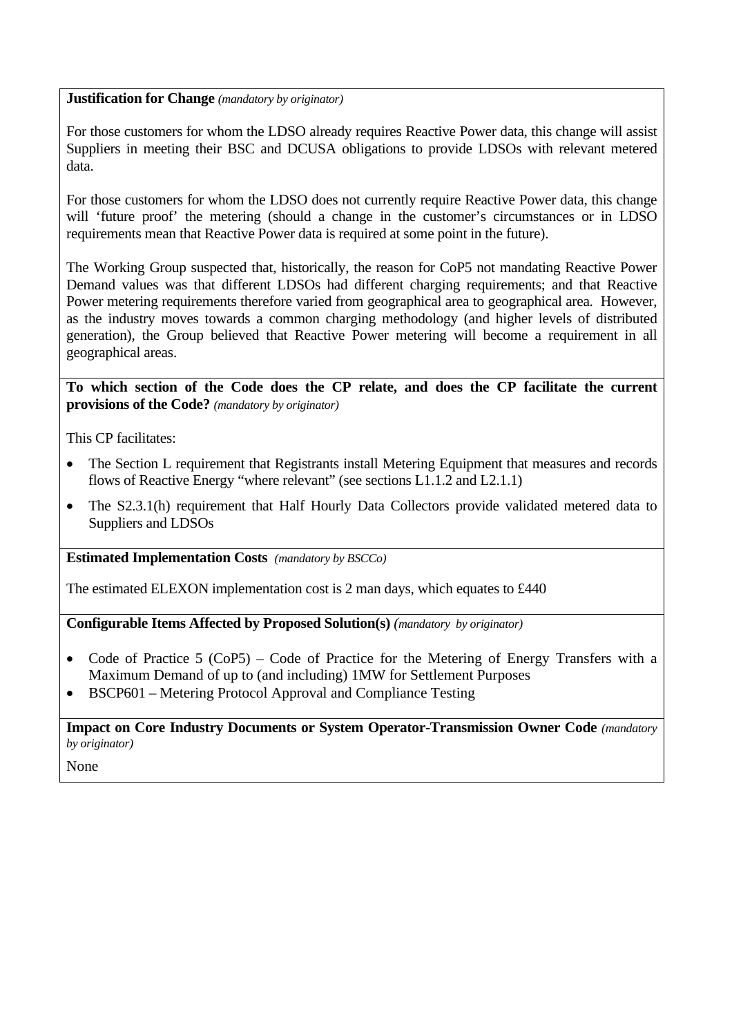**Justification for Change** *(mandatory by originator)*

For those customers for whom the LDSO already requires Reactive Power data, this change will assist Suppliers in meeting their BSC and DCUSA obligations to provide LDSOs with relevant metered data.

For those customers for whom the LDSO does not currently require Reactive Power data, this change will 'future proof' the metering (should a change in the customer's circumstances or in LDSO requirements mean that Reactive Power data is required at some point in the future).

The Working Group suspected that, historically, the reason for CoP5 not mandating Reactive Power Demand values was that different LDSOs had different charging requirements; and that Reactive Power metering requirements therefore varied from geographical area to geographical area. However, as the industry moves towards a common charging methodology (and higher levels of distributed generation), the Group believed that Reactive Power metering will become a requirement in all geographical areas.

**To which section of the Code does the CP relate, and does the CP facilitate the current provisions of the Code?** *(mandatory by originator)*

This CP facilitates:

- The Section L requirement that Registrants install Metering Equipment that measures and records flows of Reactive Energy "where relevant" (see sections L1.1.2 and L2.1.1)
- The S2.3.1(h) requirement that Half Hourly Data Collectors provide validated metered data to Suppliers and LDSOs

**Estimated Implementation Costs** *(mandatory by BSCCo)*

The estimated ELEXON implementation cost is 2 man days, which equates to £440

**Configurable Items Affected by Proposed Solution(s)** *(mandatory by originator)*

- Code of Practice 5 (CoP5) – Code of Practice for the Metering of Energy Transfers with a Maximum Demand of up to (and including) 1MW for Settlement Purposes
- BSCP601 – Metering Protocol Approval and Compliance Testing

**Impact on Core Industry Documents or System Operator-Transmission Owner Code** *(mandatory by originator)*

None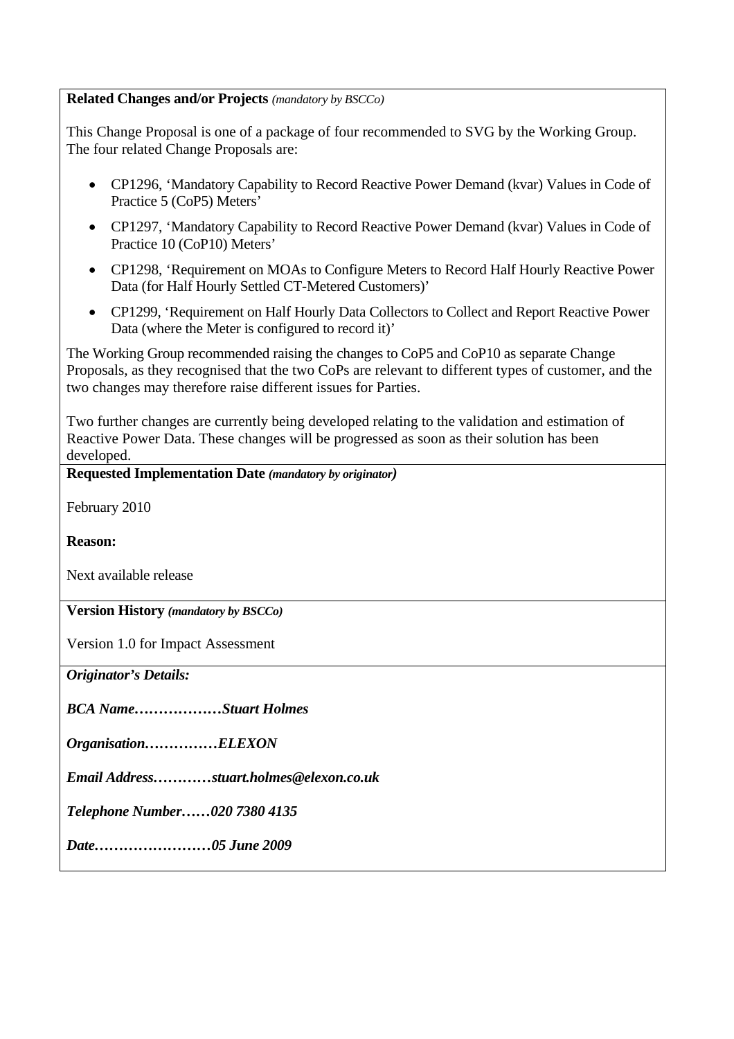**Related Changes and/or Projects** *(mandatory by BSCCo)*

This Change Proposal is one of a package of four recommended to SVG by the Working Group. The four related Change Proposals are:

- CP1296, 'Mandatory Capability to Record Reactive Power Demand (kvar) Values in Code of Practice 5 (CoP5) Meters'
- CP1297, 'Mandatory Capability to Record Reactive Power Demand (kvar) Values in Code of Practice 10 (CoP10) Meters'
- CP1298, 'Requirement on MOAs to Configure Meters to Record Half Hourly Reactive Power Data (for Half Hourly Settled CT-Metered Customers)'
- CP1299, 'Requirement on Half Hourly Data Collectors to Collect and Report Reactive Power Data (where the Meter is configured to record it)'

The Working Group recommended raising the changes to CoP5 and CoP10 as separate Change Proposals, as they recognised that the two CoPs are relevant to different types of customer, and the two changes may therefore raise different issues for Parties.

Two further changes are currently being developed relating to the validation and estimation of Reactive Power Data. These changes will be progressed as soon as their solution has been developed.

**Requested Implementation Date** ***(mandatory by originator)***

February 2010

**Reason:**

Next available release

**Version History** ***(mandatory by BSCCo)***

Version 1.0 for Impact Assessment

***Originator's Details:***

***BCA Name………………Stuart Holmes***

***Organisation……………ELEXON***

***Email Address…………stuart.holmes@elexon.co.uk***

***Telephone Number……020 7380 4135***

***Date……………………05 June 2009***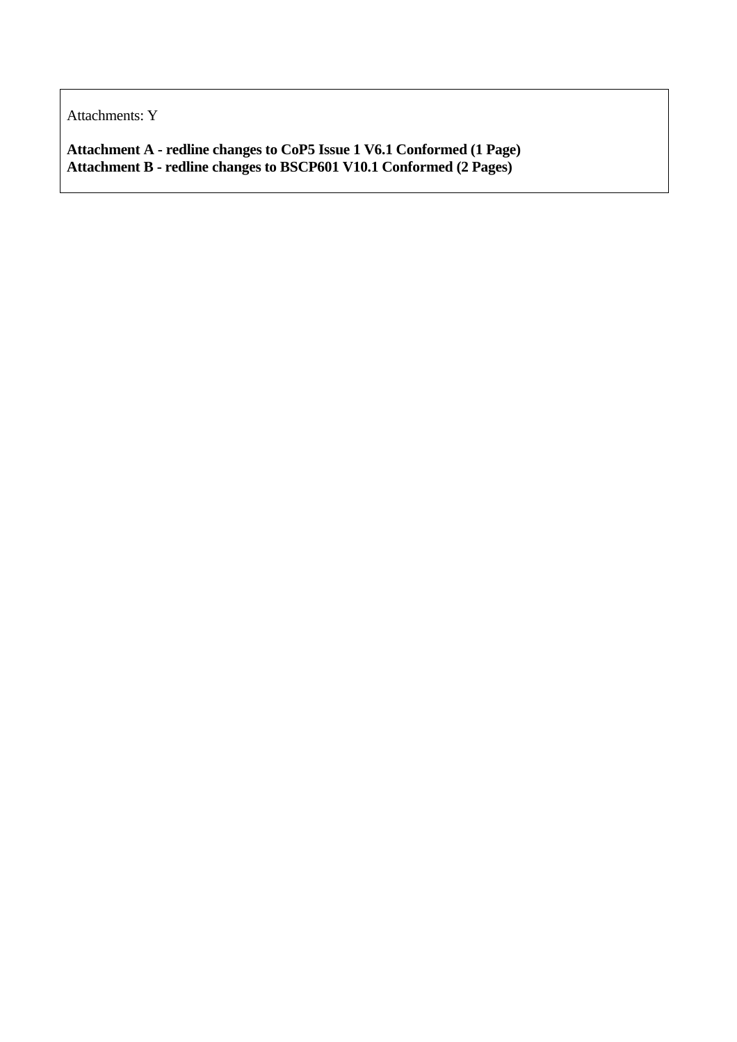Attachments: Y

**Attachment A - redline changes to CoP5 Issue 1 V6.1 Conformed (1 Page)**
**Attachment B - redline changes to BSCP601 V10.1 Conformed (2 Pages)**